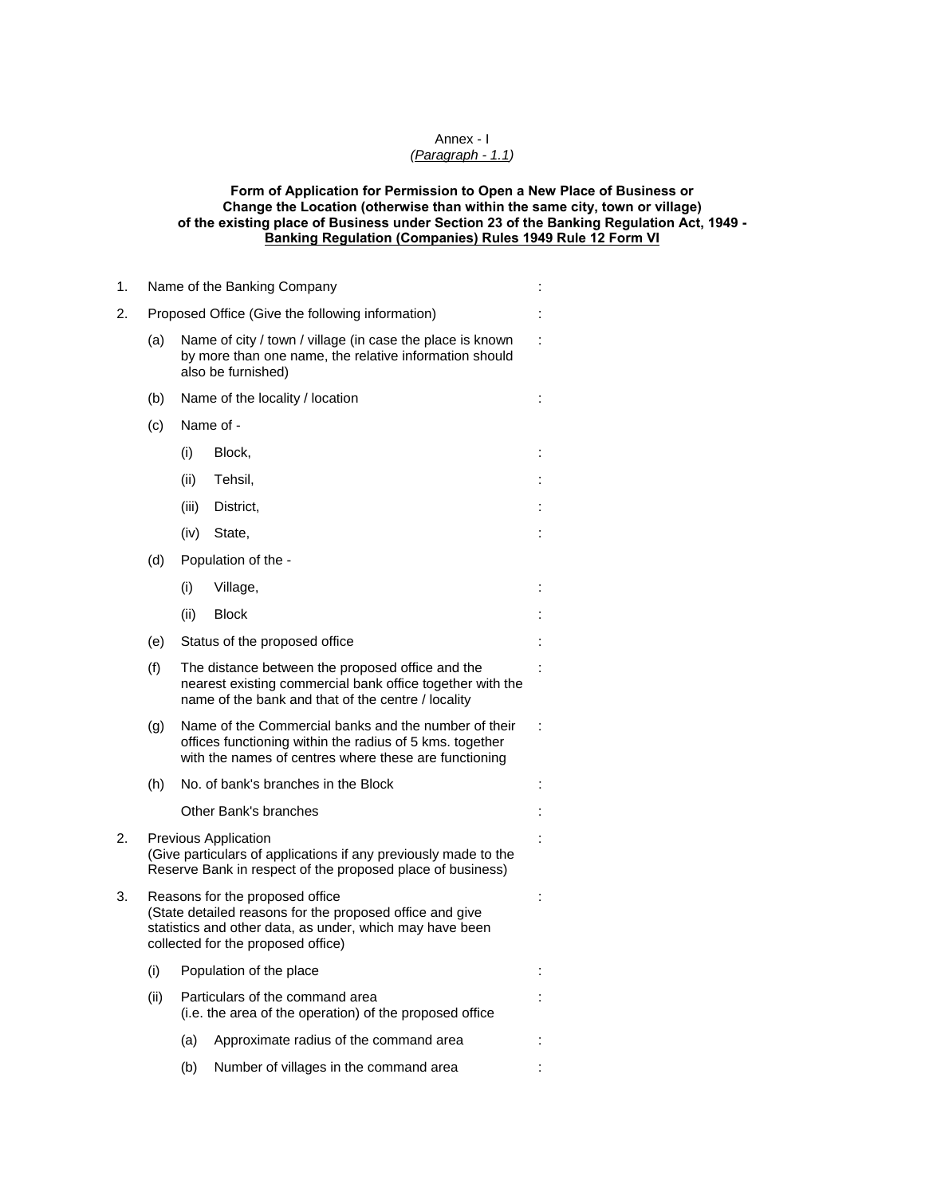Annex - I
*(Paragraph - 1.1)*

**Form of Application for Permission to Open a New Place of Business or Change the Location (otherwise than within the same city, town or village) of the existing place of Business under Section 23 of the Banking Regulation Act, 1949 - Banking Regulation (Companies) Rules 1949 Rule 12 Form VI**

1. Name of the Banking Company :

2. Proposed Office (Give the following information) :

   (a) Name of city / town / village (in case the place is known by more than one name, the relative information should also be furnished) :

   (b) Name of the locality / location :

   (c) Name of -

      (i) Block, :

      (ii) Tehsil, :

      (iii) District, :

      (iv) State, :

   (d) Population of the -

      (i) Village, :

      (ii) Block :

   (e) Status of the proposed office :

   (f) The distance between the proposed office and the nearest existing commercial bank office together with the name of the bank and that of the centre / locality :

   (g) Name of the Commercial banks and the number of their offices functioning within the radius of 5 kms. together with the names of centres where these are functioning :

   (h) No. of bank's branches in the Block :

   Other Bank's branches :

2. Previous Application
(Give particulars of applications if any previously made to the Reserve Bank in respect of the proposed place of business) :

3. Reasons for the proposed office
(State detailed reasons for the proposed office and give statistics and other data, as under, which may have been collected for the proposed office) :

   (i) Population of the place :

   (ii) Particulars of the command area
   (i.e. the area of the operation) of the proposed office :

      (a) Approximate radius of the command area :

      (b) Number of villages in the command area :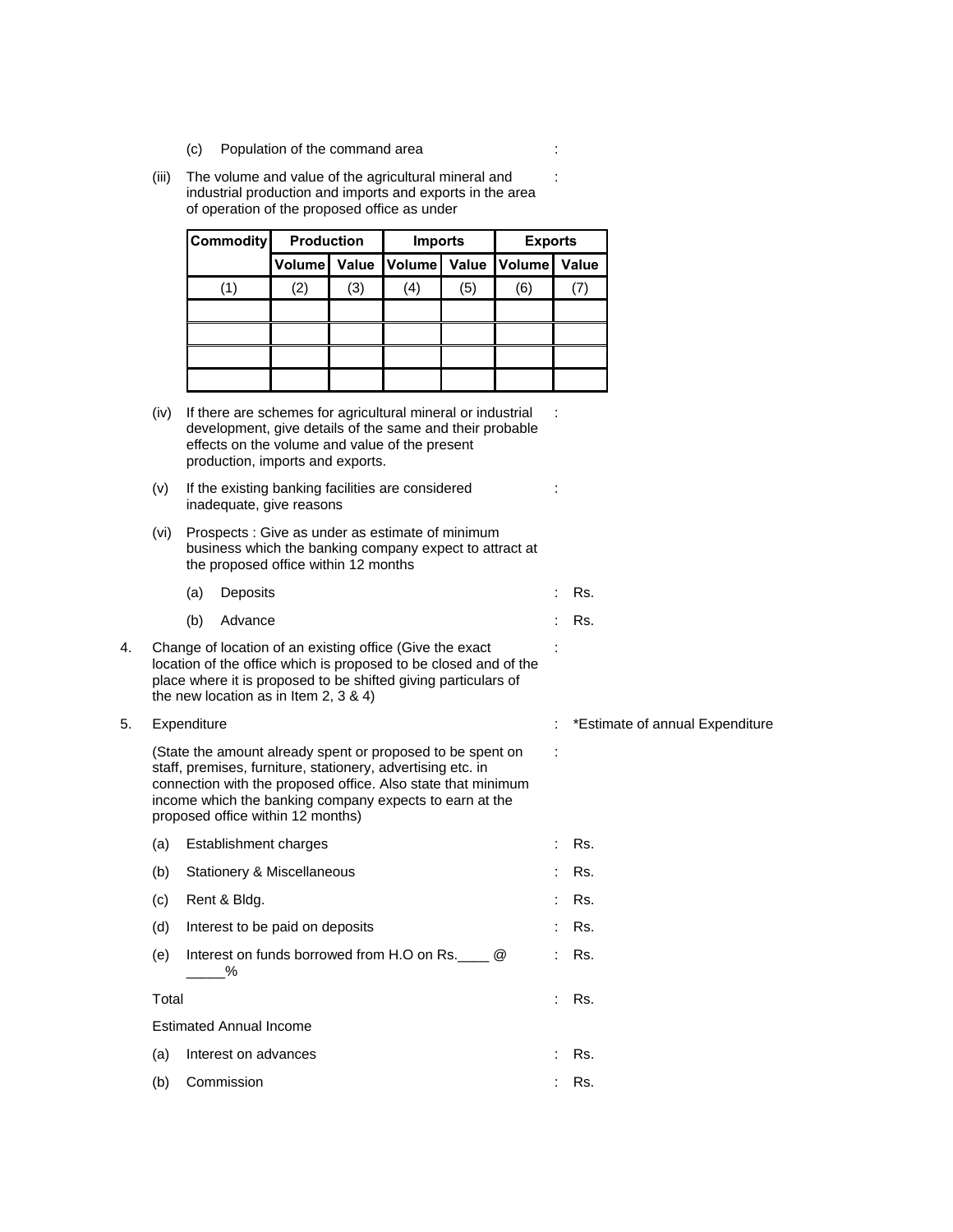(c) Population of the command area :

(iii) The volume and value of the agricultural mineral and industrial production and imports and exports in the area of operation of the proposed office as under :

| Commodity | Production | | Imports | | Exports | |
|---|---|---|---|---|---|---|
| | Volume | Value | Volume | Value | Volume | Value |
| (1) | (2) | (3) | (4) | (5) | (6) | (7) |
| | | | | | | |
| | | | | | | |
| | | | | | | |
| | | | | | | |

(iv) If there are schemes for agricultural mineral or industrial development, give details of the same and their probable effects on the volume and value of the present production, imports and exports. :

(v) If the existing banking facilities are considered inadequate, give reasons :

(vi) Prospects : Give as under as estimate of minimum business which the banking company expect to attract at the proposed office within 12 months

(a) Deposits : Rs.

(b) Advance : Rs.

4. Change of location of an existing office (Give the exact location of the office which is proposed to be closed and of the place where it is proposed to be shifted giving particulars of the new location as in Item 2, 3 & 4) :

5. Expenditure : *Estimate of annual Expenditure

(State the amount already spent or proposed to be spent on staff, premises, furniture, stationery, advertising etc. in connection with the proposed office. Also state that minimum income which the banking company expects to earn at the proposed office within 12 months) :

(a) Establishment charges : Rs.

(b) Stationery & Miscellaneous : Rs.

(c) Rent & Bldg. : Rs.

(d) Interest to be paid on deposits : Rs.

(e) Interest on funds borrowed from H.O on Rs.____ @ _____% : Rs.

Total : Rs.

Estimated Annual Income

(a) Interest on advances : Rs.

(b) Commission : Rs.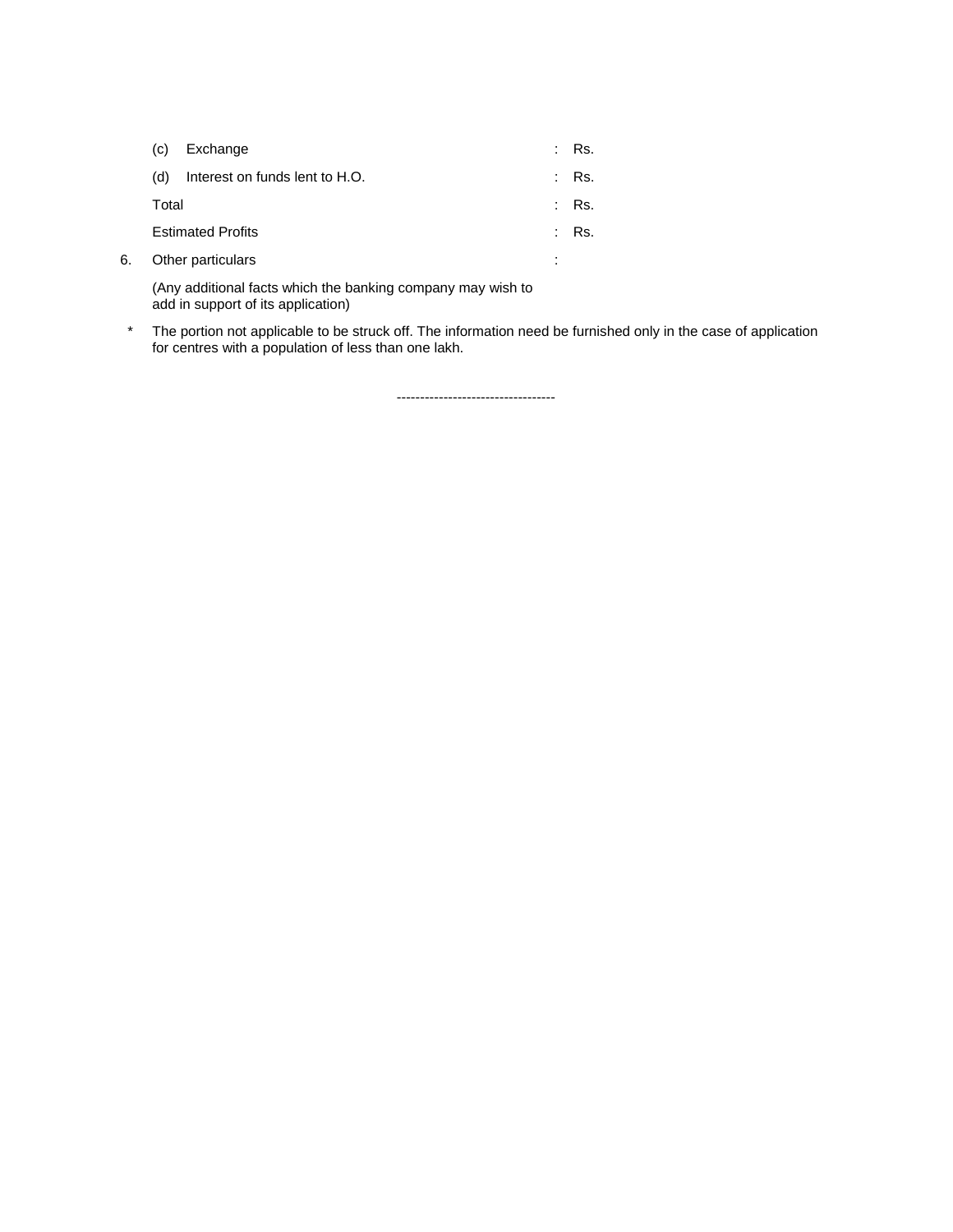(c) Exchange : Rs.

(d) Interest on funds lent to H.O. : Rs.

Total : Rs.

Estimated Profits : Rs.

6. Other particulars :

(Any additional facts which the banking company may wish to add in support of its application)

\* The portion not applicable to be struck off. The information need be furnished only in the case of application for centres with a population of less than one lakh.

----------------------------------